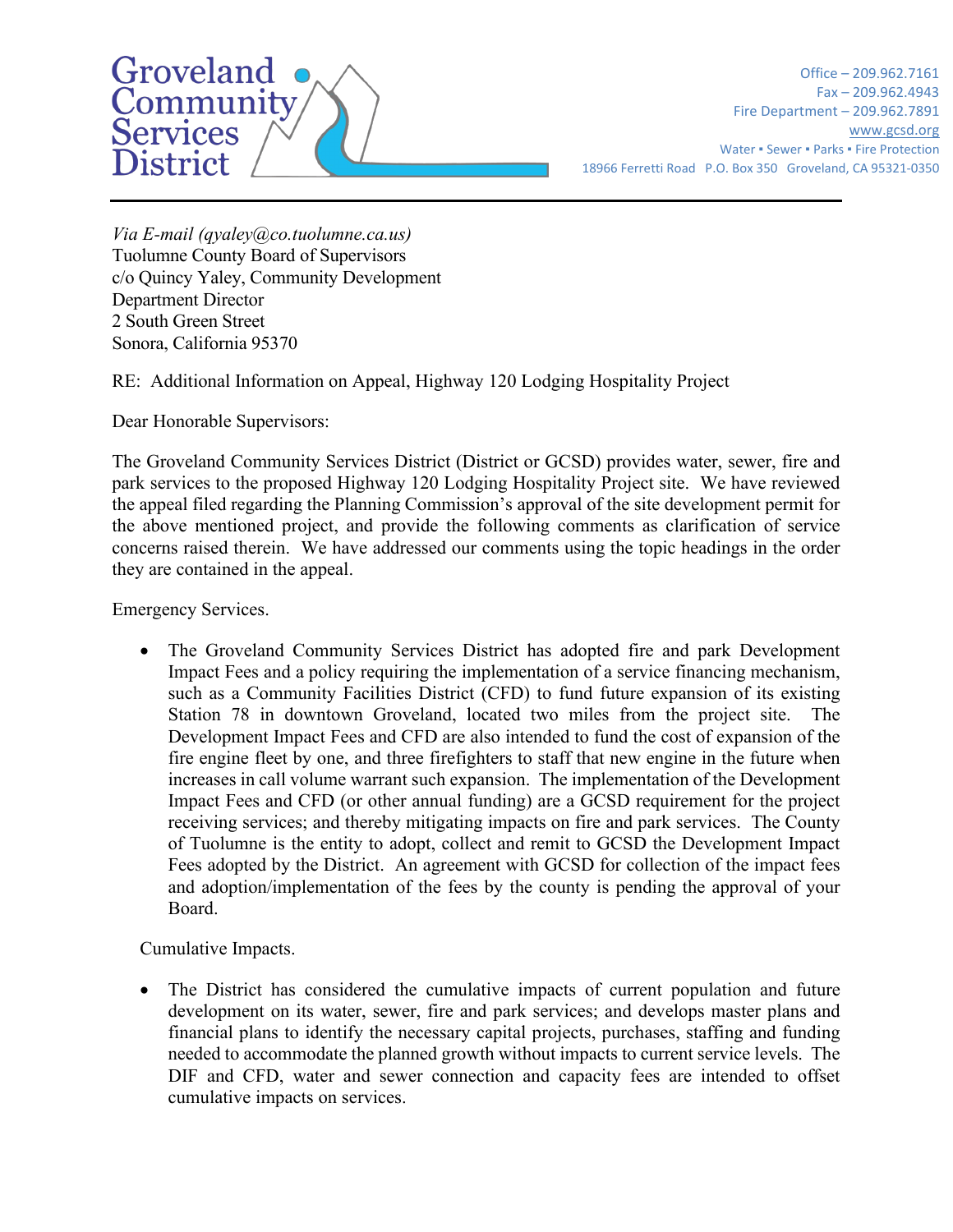# Groveland Community Services District

Office – 209.962.7161
Fax – 209.962.4943
Fire Department – 209.962.7891
www.gcsd.org
Water ▪ Sewer ▪ Parks ▪ Fire Protection
18966 Ferretti Road P.O. Box 350 Groveland, CA 95321-0350

*Via E-mail (qyaley@co.tuolumne.ca.us)*
Tuolumne County Board of Supervisors
c/o Quincy Yaley, Community Development
Department Director
2 South Green Street
Sonora, California 95370

RE: Additional Information on Appeal, Highway 120 Lodging Hospitality Project

Dear Honorable Supervisors:

The Groveland Community Services District (District or GCSD) provides water, sewer, fire and park services to the proposed Highway 120 Lodging Hospitality Project site. We have reviewed the appeal filed regarding the Planning Commission's approval of the site development permit for the above mentioned project, and provide the following comments as clarification of service concerns raised therein. We have addressed our comments using the topic headings in the order they are contained in the appeal.

Emergency Services.

- The Groveland Community Services District has adopted fire and park Development Impact Fees and a policy requiring the implementation of a service financing mechanism, such as a Community Facilities District (CFD) to fund future expansion of its existing Station 78 in downtown Groveland, located two miles from the project site. The Development Impact Fees and CFD are also intended to fund the cost of expansion of the fire engine fleet by one, and three firefighters to staff that new engine in the future when increases in call volume warrant such expansion. The implementation of the Development Impact Fees and CFD (or other annual funding) are a GCSD requirement for the project receiving services; and thereby mitigating impacts on fire and park services. The County of Tuolumne is the entity to adopt, collect and remit to GCSD the Development Impact Fees adopted by the District. An agreement with GCSD for collection of the impact fees and adoption/implementation of the fees by the county is pending the approval of your Board.

Cumulative Impacts.

- The District has considered the cumulative impacts of current population and future development on its water, sewer, fire and park services; and develops master plans and financial plans to identify the necessary capital projects, purchases, staffing and funding needed to accommodate the planned growth without impacts to current service levels. The DIF and CFD, water and sewer connection and capacity fees are intended to offset cumulative impacts on services.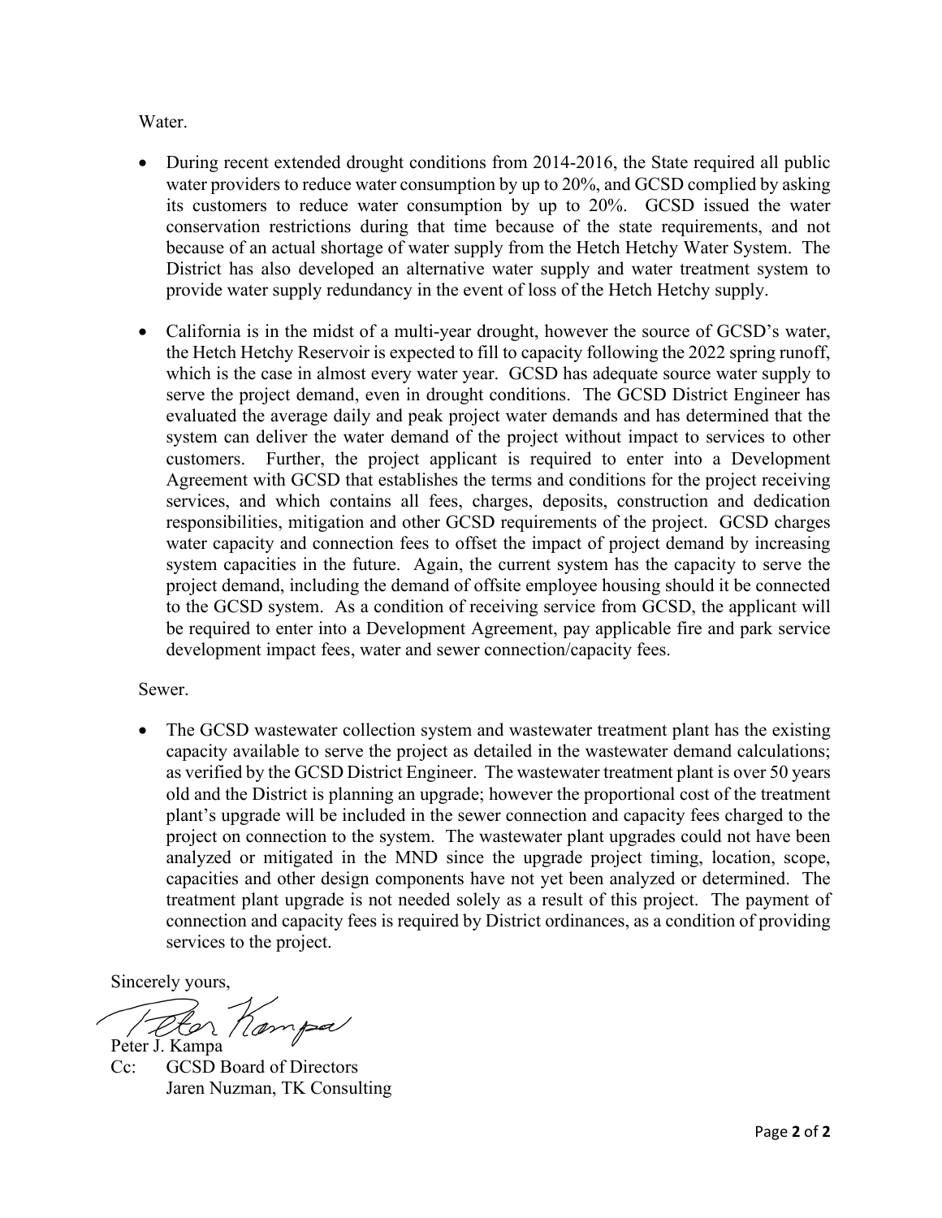Water.

- During recent extended drought conditions from 2014-2016, the State required all public water providers to reduce water consumption by up to 20%, and GCSD complied by asking its customers to reduce water consumption by up to 20%. GCSD issued the water conservation restrictions during that time because of the state requirements, and not because of an actual shortage of water supply from the Hetch Hetchy Water System. The District has also developed an alternative water supply and water treatment system to provide water supply redundancy in the event of loss of the Hetch Hetchy supply.

- California is in the midst of a multi-year drought, however the source of GCSD's water, the Hetch Hetchy Reservoir is expected to fill to capacity following the 2022 spring runoff, which is the case in almost every water year. GCSD has adequate source water supply to serve the project demand, even in drought conditions. The GCSD District Engineer has evaluated the average daily and peak project water demands and has determined that the system can deliver the water demand of the project without impact to services to other customers. Further, the project applicant is required to enter into a Development Agreement with GCSD that establishes the terms and conditions for the project receiving services, and which contains all fees, charges, deposits, construction and dedication responsibilities, mitigation and other GCSD requirements of the project. GCSD charges water capacity and connection fees to offset the impact of project demand by increasing system capacities in the future. Again, the current system has the capacity to serve the project demand, including the demand of offsite employee housing should it be connected to the GCSD system. As a condition of receiving service from GCSD, the applicant will be required to enter into a Development Agreement, pay applicable fire and park service development impact fees, water and sewer connection/capacity fees.

Sewer.

- The GCSD wastewater collection system and wastewater treatment plant has the existing capacity available to serve the project as detailed in the wastewater demand calculations; as verified by the GCSD District Engineer. The wastewater treatment plant is over 50 years old and the District is planning an upgrade; however the proportional cost of the treatment plant's upgrade will be included in the sewer connection and capacity fees charged to the project on connection to the system. The wastewater plant upgrades could not have been analyzed or mitigated in the MND since the upgrade project timing, location, scope, capacities and other design components have not yet been analyzed or determined. The treatment plant upgrade is not needed solely as a result of this project. The payment of connection and capacity fees is required by District ordinances, as a condition of providing services to the project.

Sincerely yours,

Peter J. Kampa

Cc: GCSD Board of Directors
Jaren Nuzman, TK Consulting